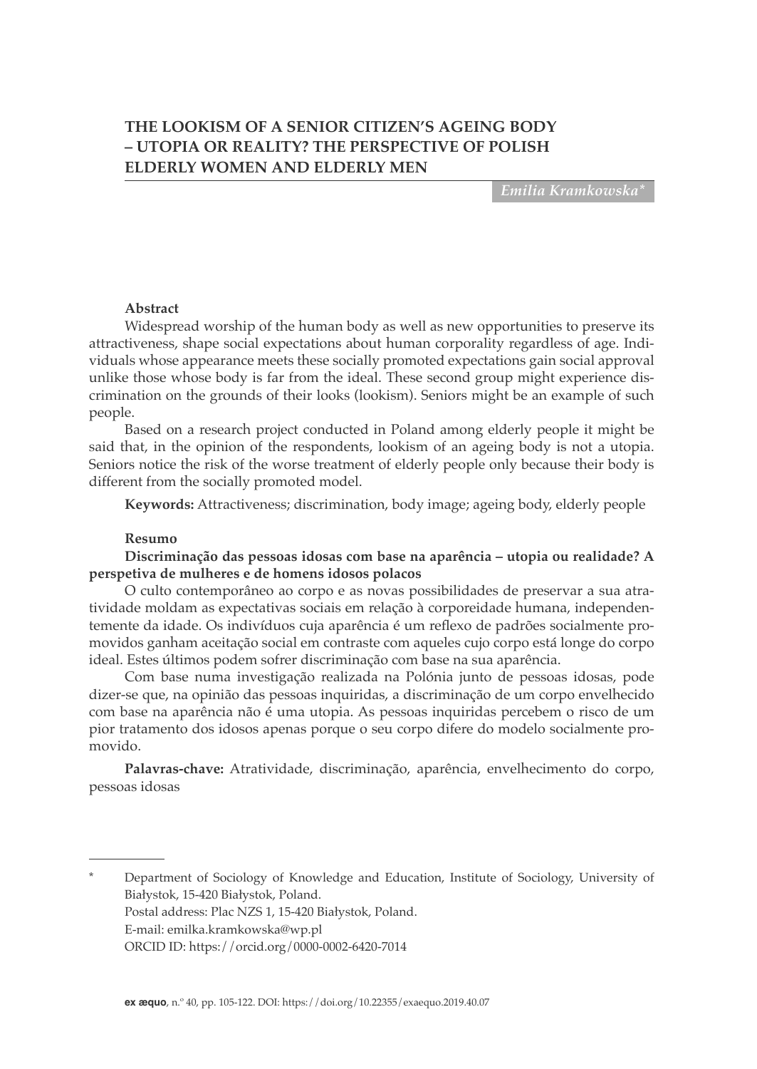# THE LOOKISM OF A SENIOR CITIZEN'S AGEING BODY – UTOPIA OR REALITY? THE PERSPECTIVE OF POLISH ELDERLY WOMEN AND ELDERLY MEN

*Emilia Kramkowska**

### Abstract

Widespread worship of the human body as well as new opportunities to preserve its attractiveness, shape social expectations about human corporality regardless of age. Individuals whose appearance meets these socially promoted expectations gain social approval unlike those whose body is far from the ideal. These second group might experience discrimination on the grounds of their looks (lookism). Seniors might be an example of such people.

Based on a research project conducted in Poland among elderly people it might be said that, in the opinion of the respondents, lookism of an ageing body is not a utopia. Seniors notice the risk of the worse treatment of elderly people only because their body is different from the socially promoted model.

**Keywords:** Attractiveness; discrimination, body image; ageing body, elderly people

### Resumo

**Discriminação das pessoas idosas com base na aparência – utopia ou realidade? A perspetiva de mulheres e de homens idosos polacos**

O culto contemporâneo ao corpo e as novas possibilidades de preservar a sua atratividade moldam as expectativas sociais em relação à corporeidade humana, independentemente da idade. Os indivíduos cuja aparência é um reflexo de padrões socialmente promovidos ganham aceitação social em contraste com aqueles cujo corpo está longe do corpo ideal. Estes últimos podem sofrer discriminação com base na sua aparência.

Com base numa investigação realizada na Polónia junto de pessoas idosas, pode dizer-se que, na opinião das pessoas inquiridas, a discriminação de um corpo envelhecido com base na aparência não é uma utopia. As pessoas inquiridas percebem o risco de um pior tratamento dos idosos apenas porque o seu corpo difere do modelo socialmente promovido.

**Palavras-chave:** Atratividade, discriminação, aparência, envelhecimento do corpo, pessoas idosas

---

\* Department of Sociology of Knowledge and Education, Institute of Sociology, University of Białystok, 15-420 Białystok, Poland.
Postal address: Plac NZS 1, 15-420 Białystok, Poland.
E-mail: emilka.kramkowska@wp.pl
ORCID ID: https://orcid.org/0000-0002-6420-7014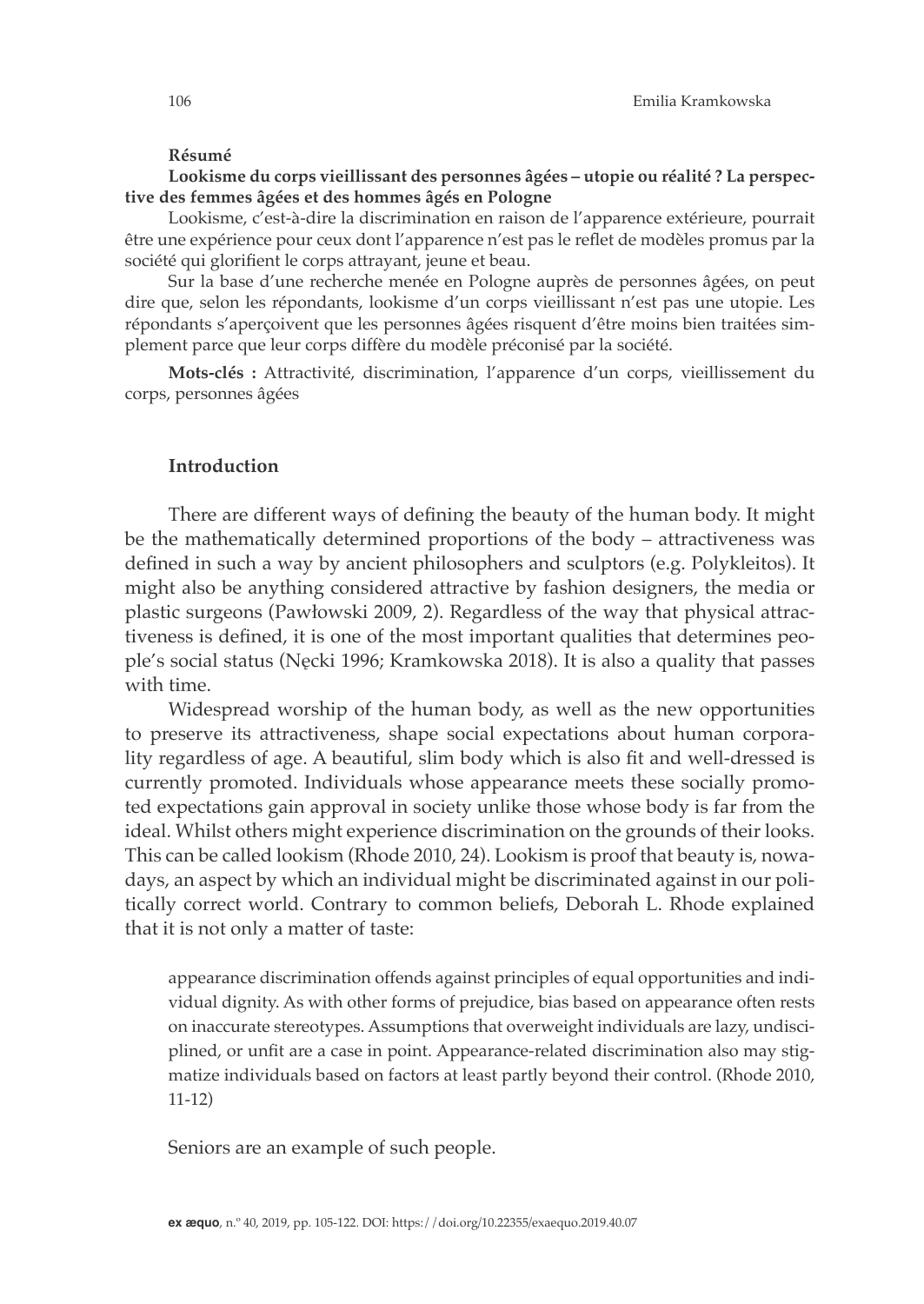**Résumé**

**Lookisme du corps vieillissant des personnes âgées – utopie ou réalité ? La perspective des femmes âgées et des hommes âgés en Pologne**

Lookisme, c'est-à-dire la discrimination en raison de l'apparence extérieure, pourrait être une expérience pour ceux dont l'apparence n'est pas le reflet de modèles promus par la société qui glorifient le corps attrayant, jeune et beau.

Sur la base d'une recherche menée en Pologne auprès de personnes âgées, on peut dire que, selon les répondants, lookisme d'un corps vieillissant n'est pas une utopie. Les répondants s'aperçoivent que les personnes âgées risquent d'être moins bien traitées simplement parce que leur corps diffère du modèle préconisé par la société.

**Mots-clés :** Attractivité, discrimination, l'apparence d'un corps, vieillissement du corps, personnes âgées

## Introduction

There are different ways of defining the beauty of the human body. It might be the mathematically determined proportions of the body – attractiveness was defined in such a way by ancient philosophers and sculptors (e.g. Polykleitos). It might also be anything considered attractive by fashion designers, the media or plastic surgeons (Pawłowski 2009, 2). Regardless of the way that physical attractiveness is defined, it is one of the most important qualities that determines people's social status (Nęcki 1996; Kramkowska 2018). It is also a quality that passes with time.

Widespread worship of the human body, as well as the new opportunities to preserve its attractiveness, shape social expectations about human corporality regardless of age. A beautiful, slim body which is also fit and well-dressed is currently promoted. Individuals whose appearance meets these socially promoted expectations gain approval in society unlike those whose body is far from the ideal. Whilst others might experience discrimination on the grounds of their looks. This can be called lookism (Rhode 2010, 24). Lookism is proof that beauty is, nowadays, an aspect by which an individual might be discriminated against in our politically correct world. Contrary to common beliefs, Deborah L. Rhode explained that it is not only a matter of taste:

> appearance discrimination offends against principles of equal opportunities and individual dignity. As with other forms of prejudice, bias based on appearance often rests on inaccurate stereotypes. Assumptions that overweight individuals are lazy, undisciplined, or unfit are a case in point. Appearance-related discrimination also may stigmatize individuals based on factors at least partly beyond their control. (Rhode 2010, 11-12)

Seniors are an example of such people.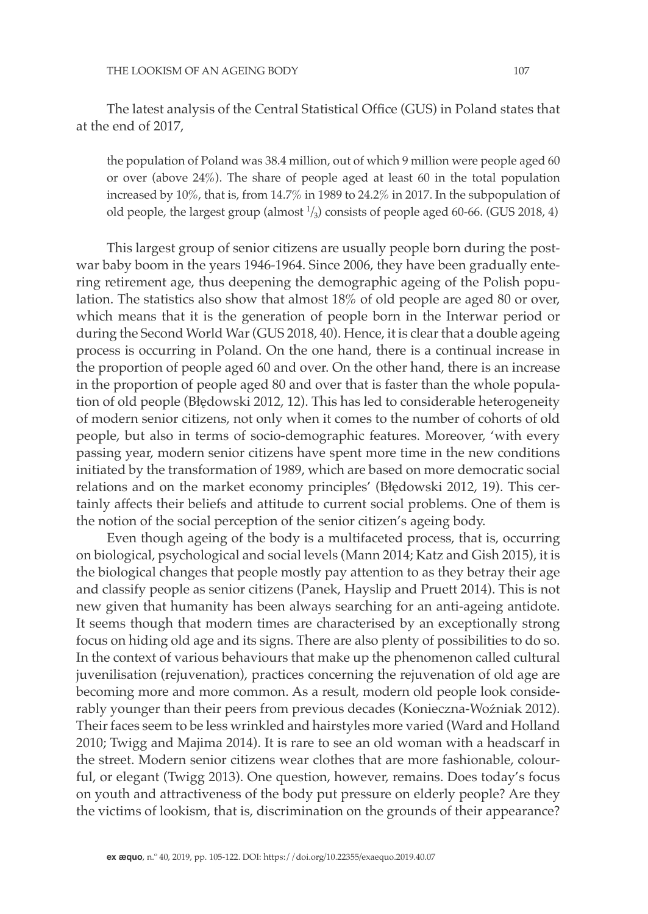The latest analysis of the Central Statistical Office (GUS) in Poland states that at the end of 2017,

> the population of Poland was 38.4 million, out of which 9 million were people aged 60 or over (above 24%). The share of people aged at least 60 in the total population increased by 10%, that is, from 14.7% in 1989 to 24.2% in 2017. In the subpopulation of old people, the largest group (almost $^1/_3$) consists of people aged 60-66. (GUS 2018, 4)

This largest group of senior citizens are usually people born during the post-war baby boom in the years 1946-1964. Since 2006, they have been gradually entering retirement age, thus deepening the demographic ageing of the Polish population. The statistics also show that almost 18% of old people are aged 80 or over, which means that it is the generation of people born in the Interwar period or during the Second World War (GUS 2018, 40). Hence, it is clear that a double ageing process is occurring in Poland. On the one hand, there is a continual increase in the proportion of people aged 60 and over. On the other hand, there is an increase in the proportion of people aged 80 and over that is faster than the whole population of old people (Błędowski 2012, 12). This has led to considerable heterogeneity of modern senior citizens, not only when it comes to the number of cohorts of old people, but also in terms of socio-demographic features. Moreover, 'with every passing year, modern senior citizens have spent more time in the new conditions initiated by the transformation of 1989, which are based on more democratic social relations and on the market economy principles' (Błędowski 2012, 19). This certainly affects their beliefs and attitude to current social problems. One of them is the notion of the social perception of the senior citizen's ageing body.

Even though ageing of the body is a multifaceted process, that is, occurring on biological, psychological and social levels (Mann 2014; Katz and Gish 2015), it is the biological changes that people mostly pay attention to as they betray their age and classify people as senior citizens (Panek, Hayslip and Pruett 2014). This is not new given that humanity has been always searching for an anti-ageing antidote. It seems though that modern times are characterised by an exceptionally strong focus on hiding old age and its signs. There are also plenty of possibilities to do so. In the context of various behaviours that make up the phenomenon called cultural juvenilisation (rejuvenation), practices concerning the rejuvenation of old age are becoming more and more common. As a result, modern old people look considerably younger than their peers from previous decades (Konieczna-Woźniak 2012). Their faces seem to be less wrinkled and hairstyles more varied (Ward and Holland 2010; Twigg and Majima 2014). It is rare to see an old woman with a headscarf in the street. Modern senior citizens wear clothes that are more fashionable, colourful, or elegant (Twigg 2013). One question, however, remains. Does today's focus on youth and attractiveness of the body put pressure on elderly people? Are they the victims of lookism, that is, discrimination on the grounds of their appearance?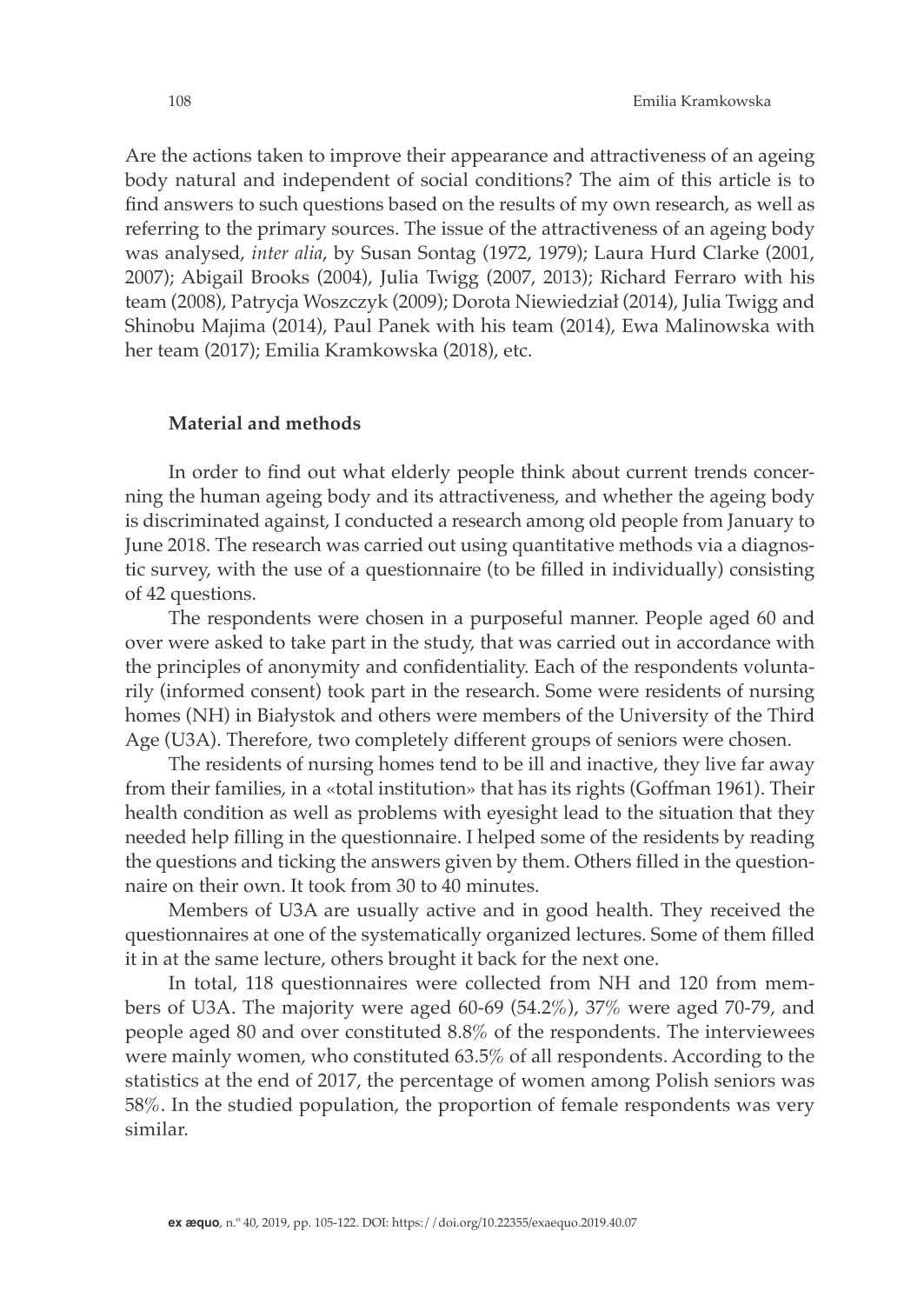Are the actions taken to improve their appearance and attractiveness of an ageing body natural and independent of social conditions? The aim of this article is to find answers to such questions based on the results of my own research, as well as referring to the primary sources. The issue of the attractiveness of an ageing body was analysed, *inter alia*, by Susan Sontag (1972, 1979); Laura Hurd Clarke (2001, 2007); Abigail Brooks (2004), Julia Twigg (2007, 2013); Richard Ferraro with his team (2008), Patrycja Woszczyk (2009); Dorota Niewiedział (2014), Julia Twigg and Shinobu Majima (2014), Paul Panek with his team (2014), Ewa Malinowska with her team (2017); Emilia Kramkowska (2018), etc.

### Material and methods

In order to find out what elderly people think about current trends concerning the human ageing body and its attractiveness, and whether the ageing body is discriminated against, I conducted a research among old people from January to June 2018. The research was carried out using quantitative methods via a diagnostic survey, with the use of a questionnaire (to be filled in individually) consisting of 42 questions.

The respondents were chosen in a purposeful manner. People aged 60 and over were asked to take part in the study, that was carried out in accordance with the principles of anonymity and confidentiality. Each of the respondents voluntarily (informed consent) took part in the research. Some were residents of nursing homes (NH) in Białystok and others were members of the University of the Third Age (U3A). Therefore, two completely different groups of seniors were chosen.

The residents of nursing homes tend to be ill and inactive, they live far away from their families, in a «total institution» that has its rights (Goffman 1961). Their health condition as well as problems with eyesight lead to the situation that they needed help filling in the questionnaire. I helped some of the residents by reading the questions and ticking the answers given by them. Others filled in the questionnaire on their own. It took from 30 to 40 minutes.

Members of U3A are usually active and in good health. They received the questionnaires at one of the systematically organized lectures. Some of them filled it in at the same lecture, others brought it back for the next one.

In total, 118 questionnaires were collected from NH and 120 from members of U3A. The majority were aged 60-69 (54.2%), 37% were aged 70-79, and people aged 80 and over constituted 8.8% of the respondents. The interviewees were mainly women, who constituted 63.5% of all respondents. According to the statistics at the end of 2017, the percentage of women among Polish seniors was 58%. In the studied population, the proportion of female respondents was very similar.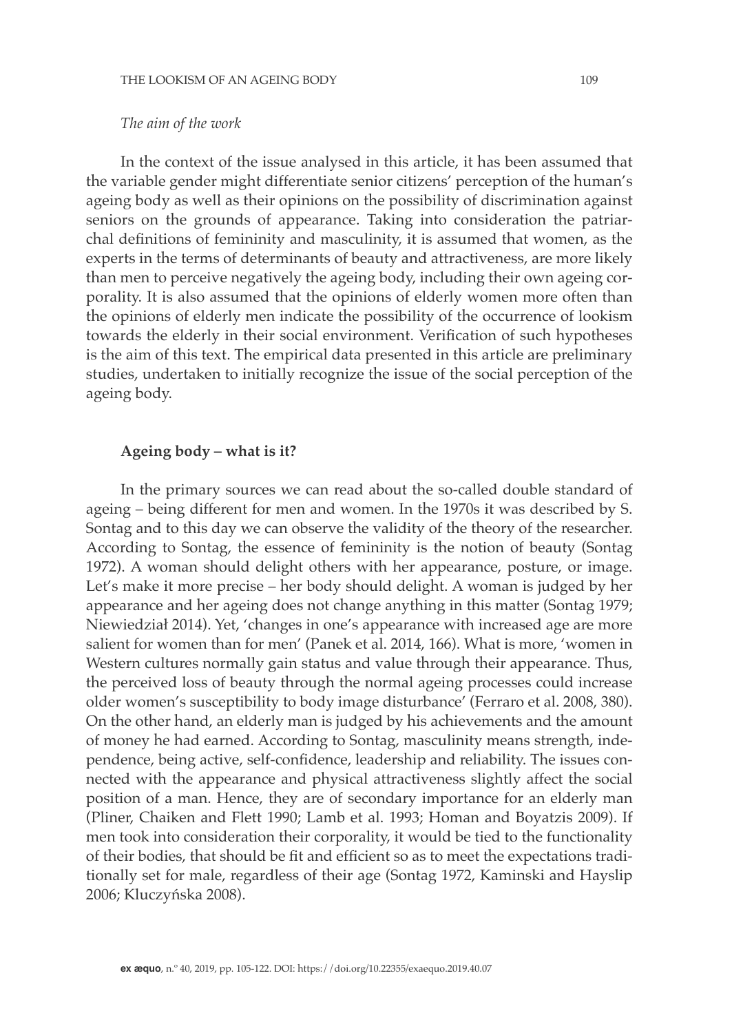*The aim of the work*

In the context of the issue analysed in this article, it has been assumed that the variable gender might differentiate senior citizens' perception of the human's ageing body as well as their opinions on the possibility of discrimination against seniors on the grounds of appearance. Taking into consideration the patriarchal definitions of femininity and masculinity, it is assumed that women, as the experts in the terms of determinants of beauty and attractiveness, are more likely than men to perceive negatively the ageing body, including their own ageing corporality. It is also assumed that the opinions of elderly women more often than the opinions of elderly men indicate the possibility of the occurrence of lookism towards the elderly in their social environment. Verification of such hypotheses is the aim of this text. The empirical data presented in this article are preliminary studies, undertaken to initially recognize the issue of the social perception of the ageing body.

## Ageing body – what is it?

In the primary sources we can read about the so-called double standard of ageing – being different for men and women. In the 1970s it was described by S. Sontag and to this day we can observe the validity of the theory of the researcher. According to Sontag, the essence of femininity is the notion of beauty (Sontag 1972). A woman should delight others with her appearance, posture, or image. Let's make it more precise – her body should delight. A woman is judged by her appearance and her ageing does not change anything in this matter (Sontag 1979; Niewiedział 2014). Yet, 'changes in one's appearance with increased age are more salient for women than for men' (Panek et al. 2014, 166). What is more, 'women in Western cultures normally gain status and value through their appearance. Thus, the perceived loss of beauty through the normal ageing processes could increase older women's susceptibility to body image disturbance' (Ferraro et al. 2008, 380). On the other hand, an elderly man is judged by his achievements and the amount of money he had earned. According to Sontag, masculinity means strength, independence, being active, self-confidence, leadership and reliability. The issues connected with the appearance and physical attractiveness slightly affect the social position of a man. Hence, they are of secondary importance for an elderly man (Pliner, Chaiken and Flett 1990; Lamb et al. 1993; Homan and Boyatzis 2009). If men took into consideration their corporality, it would be tied to the functionality of their bodies, that should be fit and efficient so as to meet the expectations traditionally set for male, regardless of their age (Sontag 1972, Kaminski and Hayslip 2006; Kluczyńska 2008).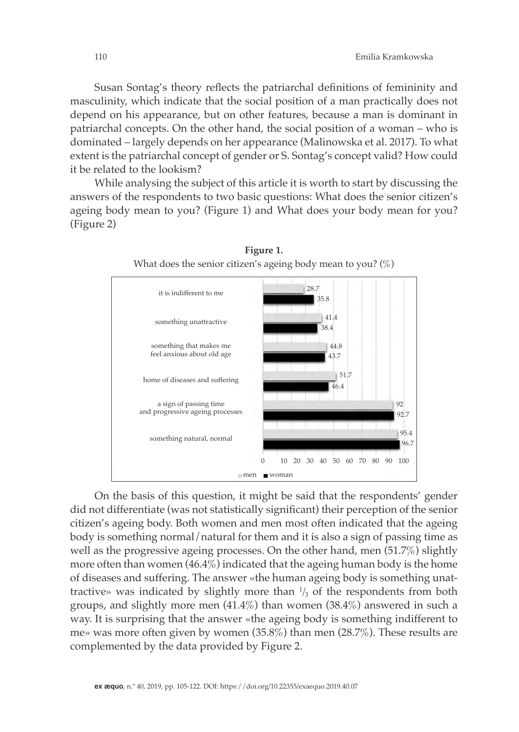Susan Sontag's theory reflects the patriarchal definitions of femininity and masculinity, which indicate that the social position of a man practically does not depend on his appearance, but on other features, because a man is dominant in patriarchal concepts. On the other hand, the social position of a woman – who is dominated – largely depends on her appearance (Malinowska et al. 2017). To what extent is the patriarchal concept of gender or S. Sontag's concept valid? How could it be related to the lookism?

While analysing the subject of this article it is worth to start by discussing the answers of the respondents to two basic questions: What does the senior citizen's ageing body mean to you? (Figure 1) and What does your body mean for you? (Figure 2)

**Figure 1.**
What does the senior citizen's ageing body mean to you? (%)

| | men | woman |
|---|---|---|
| it is indifferent to me | 28.7 | 35.8 |
| something unattractive | 41.4 | 38.4 |
| something that makes me feel anxious about old age | 44.8 | 43.7 |
| home of diseases and suffering | 51.7 | 46.4 |
| a sign of passing time and progressive ageing processes | 92 | 92.7 |
| something natural, normal | 95.4 | 96.7 |

On the basis of this question, it might be said that the respondents' gender did not differentiate (was not statistically significant) their perception of the senior citizen's ageing body. Both women and men most often indicated that the ageing body is something normal/natural for them and it is also a sign of passing time as well as the progressive ageing processes. On the other hand, men (51.7%) slightly more often than women (46.4%) indicated that the ageing human body is the home of diseases and suffering. The answer «the human ageing body is something unattractive» was indicated by slightly more than $^{1}/_{3}$ of the respondents from both groups, and slightly more men (41.4%) than women (38.4%) answered in such a way. It is surprising that the answer «the ageing body is something indifferent to me» was more often given by women (35.8%) than men (28.7%). These results are complemented by the data provided by Figure 2.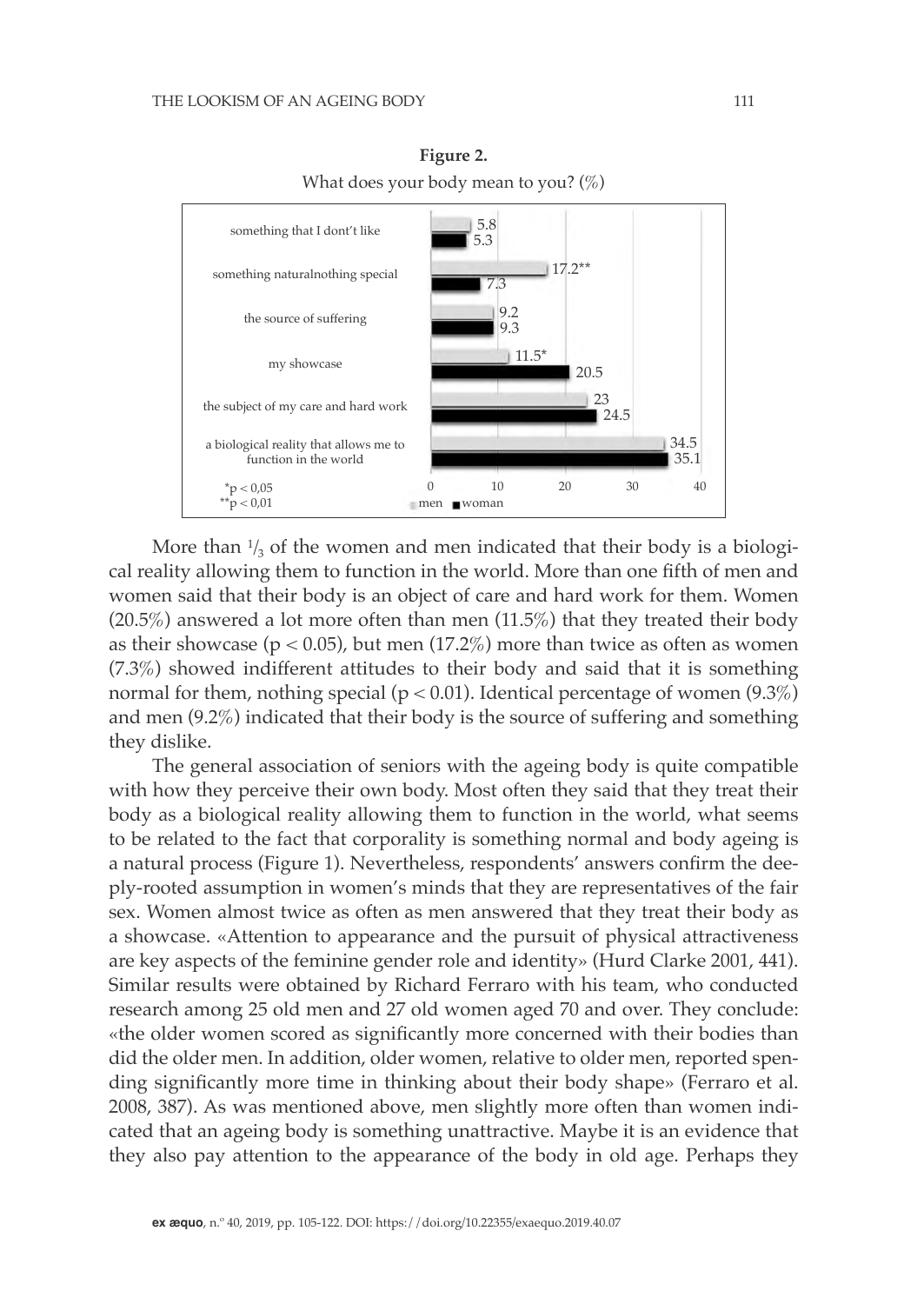**Figure 2.**

What does your body mean to you? (%)

| | men | woman |
|---|---|---|
| something that I dont't like | 5.8 | 5.3 |
| something naturalnothing special | 17.2** | 7.3 |
| the source of suffering | 9.2 | 9.3 |
| my showcase | 11.5* | 20.5 |
| the subject of my care and hard work | 23 | 24.5 |
| a biological reality that allows me to function in the world | 34.5 | 35.1 |

*p < 0,05
**p < 0,01

More than $^1/_3$ of the women and men indicated that their body is a biological reality allowing them to function in the world. More than one fifth of men and women said that their body is an object of care and hard work for them. Women (20.5%) answered a lot more often than men (11.5%) that they treated their body as their showcase ($p < 0.05$), but men (17.2%) more than twice as often as women (7.3%) showed indifferent attitudes to their body and said that it is something normal for them, nothing special ($p < 0.01$). Identical percentage of women (9.3%) and men (9.2%) indicated that their body is the source of suffering and something they dislike.

The general association of seniors with the ageing body is quite compatible with how they perceive their own body. Most often they said that they treat their body as a biological reality allowing them to function in the world, what seems to be related to the fact that corporality is something normal and body ageing is a natural process (Figure 1). Nevertheless, respondents' answers confirm the deeply-rooted assumption in women's minds that they are representatives of the fair sex. Women almost twice as often as men answered that they treat their body as a showcase. «Attention to appearance and the pursuit of physical attractiveness are key aspects of the feminine gender role and identity» (Hurd Clarke 2001, 441). Similar results were obtained by Richard Ferraro with his team, who conducted research among 25 old men and 27 old women aged 70 and over. They conclude: «the older women scored as significantly more concerned with their bodies than did the older men. In addition, older women, relative to older men, reported spending significantly more time in thinking about their body shape» (Ferraro et al. 2008, 387). As was mentioned above, men slightly more often than women indicated that an ageing body is something unattractive. Maybe it is an evidence that they also pay attention to the appearance of the body in old age. Perhaps they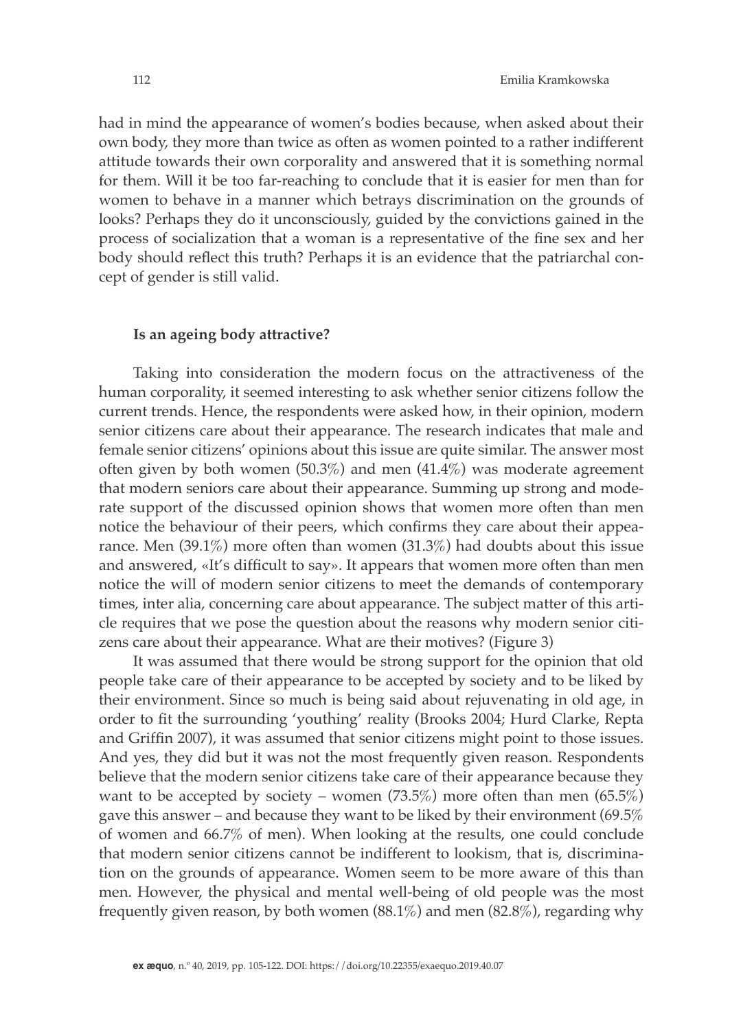had in mind the appearance of women's bodies because, when asked about their own body, they more than twice as often as women pointed to a rather indifferent attitude towards their own corporality and answered that it is something normal for them. Will it be too far-reaching to conclude that it is easier for men than for women to behave in a manner which betrays discrimination on the grounds of looks? Perhaps they do it unconsciously, guided by the convictions gained in the process of socialization that a woman is a representative of the fine sex and her body should reflect this truth? Perhaps it is an evidence that the patriarchal concept of gender is still valid.

### Is an ageing body attractive?

Taking into consideration the modern focus on the attractiveness of the human corporality, it seemed interesting to ask whether senior citizens follow the current trends. Hence, the respondents were asked how, in their opinion, modern senior citizens care about their appearance. The research indicates that male and female senior citizens' opinions about this issue are quite similar. The answer most often given by both women (50.3%) and men (41.4%) was moderate agreement that modern seniors care about their appearance. Summing up strong and moderate support of the discussed opinion shows that women more often than men notice the behaviour of their peers, which confirms they care about their appearance. Men (39.1%) more often than women (31.3%) had doubts about this issue and answered, «It's difficult to say». It appears that women more often than men notice the will of modern senior citizens to meet the demands of contemporary times, inter alia, concerning care about appearance. The subject matter of this article requires that we pose the question about the reasons why modern senior citizens care about their appearance. What are their motives? (Figure 3)

It was assumed that there would be strong support for the opinion that old people take care of their appearance to be accepted by society and to be liked by their environment. Since so much is being said about rejuvenating in old age, in order to fit the surrounding 'youthing' reality (Brooks 2004; Hurd Clarke, Repta and Griffin 2007), it was assumed that senior citizens might point to those issues. And yes, they did but it was not the most frequently given reason. Respondents believe that the modern senior citizens take care of their appearance because they want to be accepted by society – women (73.5%) more often than men (65.5%) gave this answer – and because they want to be liked by their environment (69.5% of women and 66.7% of men). When looking at the results, one could conclude that modern senior citizens cannot be indifferent to lookism, that is, discrimination on the grounds of appearance. Women seem to be more aware of this than men. However, the physical and mental well-being of old people was the most frequently given reason, by both women (88.1%) and men (82.8%), regarding why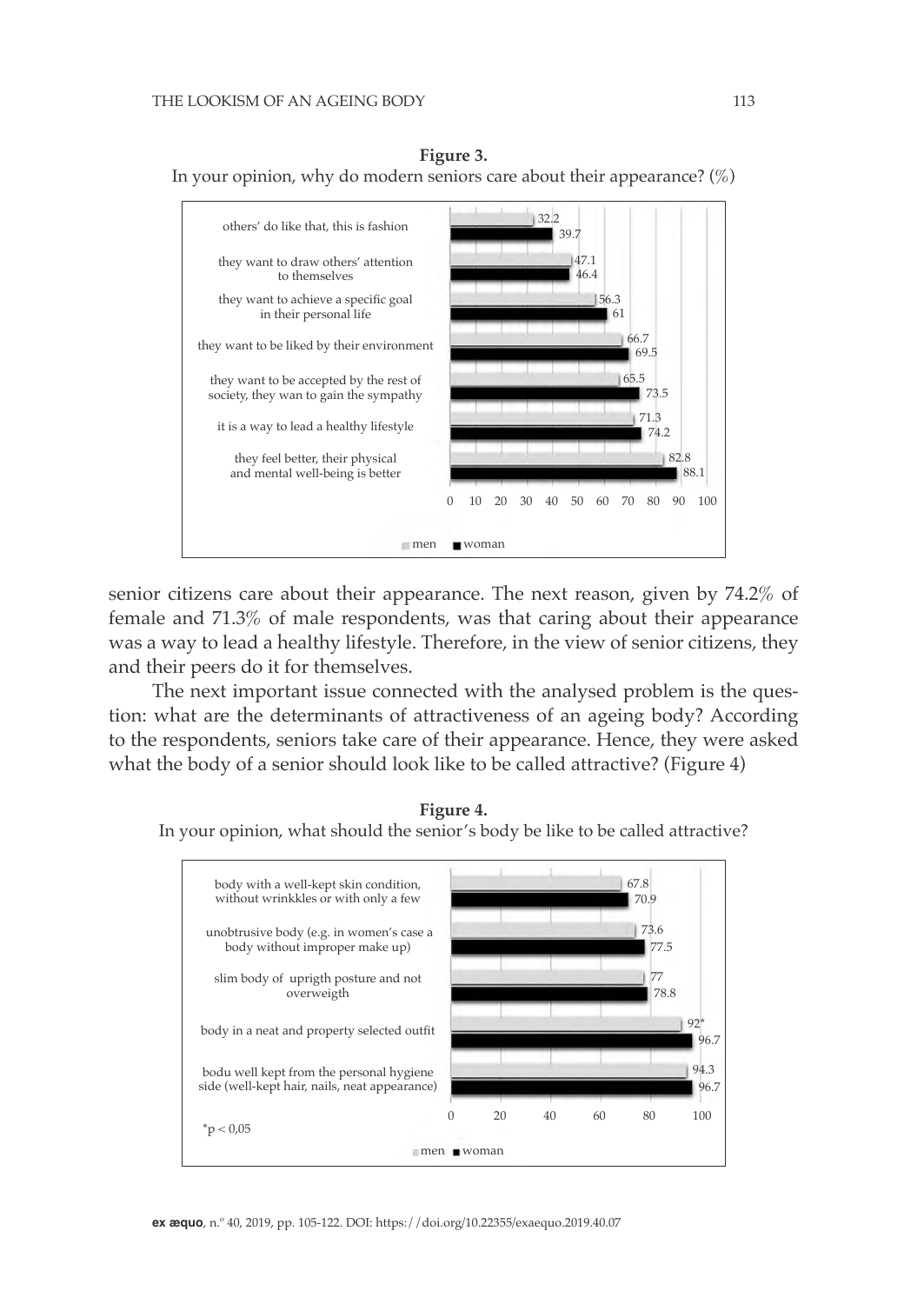**Figure 3.**
In your opinion, why do modern seniors care about their appearance? (%)

| | men | woman |
|---|---|---|
| others' do like that, this is fashion | 32.2 | 39.7 |
| they want to draw others' attention to themselves | 47.1 | 46.4 |
| they want to achieve a specific goal in their personal life | 56.3 | 61 |
| they want to be liked by their environment | 66.7 | 69.5 |
| they want to be accepted by the rest of society, they wan to gain the sympathy | 65.5 | 73.5 |
| it is a way to lead a healthy lifestyle | 71.3 | 74.2 |
| they feel better, their physical and mental well-being is better | 82.8 | 88.1 |

senior citizens care about their appearance. The next reason, given by 74.2% of female and 71.3% of male respondents, was that caring about their appearance was a way to lead a healthy lifestyle. Therefore, in the view of senior citizens, they and their peers do it for themselves.

The next important issue connected with the analysed problem is the question: what are the determinants of attractiveness of an ageing body? According to the respondents, seniors take care of their appearance. Hence, they were asked what the body of a senior should look like to be called attractive? (Figure 4)

**Figure 4.**
In your opinion, what should the senior's body be like to be called attractive?

| | men | woman |
|---|---|---|
| body with a well-kept skin condition, without wrinkkles or with only a few | 67.8 | 70.9 |
| unobtrusive body (e.g. in women's case a body without improper make up) | 73.6 | 77.5 |
| slim body of uprigth posture and not overweigth | 77 | 78.8 |
| body in a neat and property selected outfit | 92* | 96.7 |
| bodu well kept from the personal hygiene side (well-kept hair, nails, neat appearance) | 94.3 | 96.7 |

*p < 0,05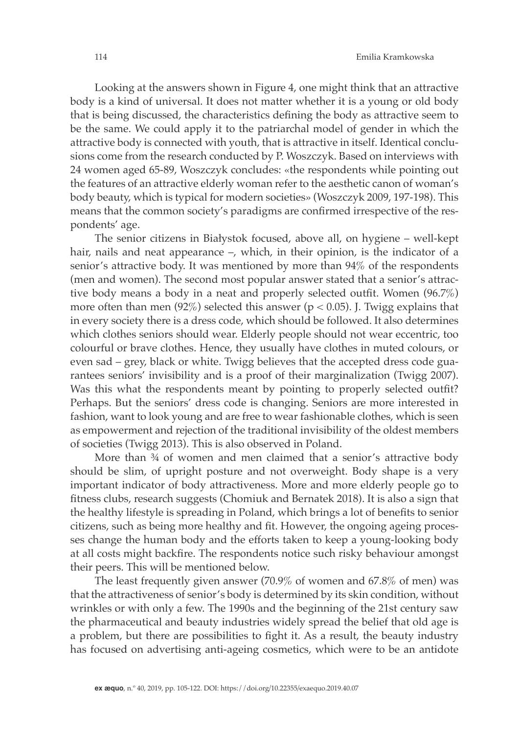Looking at the answers shown in Figure 4, one might think that an attractive body is a kind of universal. It does not matter whether it is a young or old body that is being discussed, the characteristics defining the body as attractive seem to be the same. We could apply it to the patriarchal model of gender in which the attractive body is connected with youth, that is attractive in itself. Identical conclusions come from the research conducted by P. Woszczyk. Based on interviews with 24 women aged 65-89, Woszczyk concludes: «the respondents while pointing out the features of an attractive elderly woman refer to the aesthetic canon of woman's body beauty, which is typical for modern societies» (Woszczyk 2009, 197-198). This means that the common society's paradigms are confirmed irrespective of the respondents' age.

The senior citizens in Białystok focused, above all, on hygiene – well-kept hair, nails and neat appearance –, which, in their opinion, is the indicator of a senior's attractive body. It was mentioned by more than 94% of the respondents (men and women). The second most popular answer stated that a senior's attractive body means a body in a neat and properly selected outfit. Women (96.7%) more often than men (92%) selected this answer ($p < 0.05$). J. Twigg explains that in every society there is a dress code, which should be followed. It also determines which clothes seniors should wear. Elderly people should not wear eccentric, too colourful or brave clothes. Hence, they usually have clothes in muted colours, or even sad – grey, black or white. Twigg believes that the accepted dress code guarantees seniors' invisibility and is a proof of their marginalization (Twigg 2007). Was this what the respondents meant by pointing to properly selected outfit? Perhaps. But the seniors' dress code is changing. Seniors are more interested in fashion, want to look young and are free to wear fashionable clothes, which is seen as empowerment and rejection of the traditional invisibility of the oldest members of societies (Twigg 2013). This is also observed in Poland.

More than ¾ of women and men claimed that a senior's attractive body should be slim, of upright posture and not overweight. Body shape is a very important indicator of body attractiveness. More and more elderly people go to fitness clubs, research suggests (Chomiuk and Bernatek 2018). It is also a sign that the healthy lifestyle is spreading in Poland, which brings a lot of benefits to senior citizens, such as being more healthy and fit. However, the ongoing ageing processes change the human body and the efforts taken to keep a young-looking body at all costs might backfire. The respondents notice such risky behaviour amongst their peers. This will be mentioned below.

The least frequently given answer (70.9% of women and 67.8% of men) was that the attractiveness of senior's body is determined by its skin condition, without wrinkles or with only a few. The 1990s and the beginning of the 21st century saw the pharmaceutical and beauty industries widely spread the belief that old age is a problem, but there are possibilities to fight it. As a result, the beauty industry has focused on advertising anti-ageing cosmetics, which were to be an antidote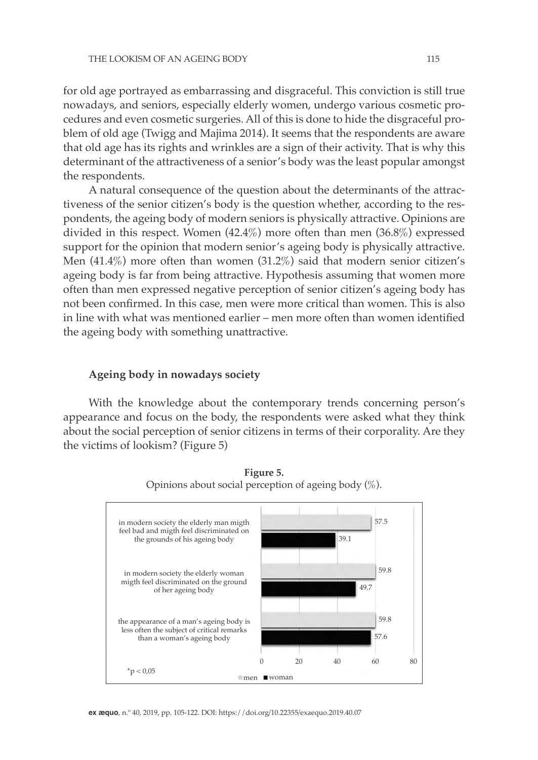for old age portrayed as embarrassing and disgraceful. This conviction is still true nowadays, and seniors, especially elderly women, undergo various cosmetic procedures and even cosmetic surgeries. All of this is done to hide the disgraceful problem of old age (Twigg and Majima 2014). It seems that the respondents are aware that old age has its rights and wrinkles are a sign of their activity. That is why this determinant of the attractiveness of a senior's body was the least popular amongst the respondents.

A natural consequence of the question about the determinants of the attractiveness of the senior citizen's body is the question whether, according to the respondents, the ageing body of modern seniors is physically attractive. Opinions are divided in this respect. Women (42.4%) more often than men (36.8%) expressed support for the opinion that modern senior's ageing body is physically attractive. Men (41.4%) more often than women (31.2%) said that modern senior citizen's ageing body is far from being attractive. Hypothesis assuming that women more often than men expressed negative perception of senior citizen's ageing body has not been confirmed. In this case, men were more critical than women. This is also in line with what was mentioned earlier – men more often than women identified the ageing body with something unattractive.

### Ageing body in nowadays society

With the knowledge about the contemporary trends concerning person's appearance and focus on the body, the respondents were asked what they think about the social perception of senior citizens in terms of their corporality. Are they the victims of lookism? (Figure 5)

**Figure 5.**
Opinions about social perception of ageing body (%).

| | men | woman |
|---|---|---|
| in modern society the elderly man migth feel bad and migth feel discriminated on the grounds of his ageing body | 57.5 | 39.1 |
| in modern society the elderly woman migth feel discriminated on the ground of her ageing body | 59.8 | 49.7 |
| the appearance of a man's ageing body is less often the subject of critical remarks than a woman's ageing body | 59.8 | 57.6 |

*p < 0,05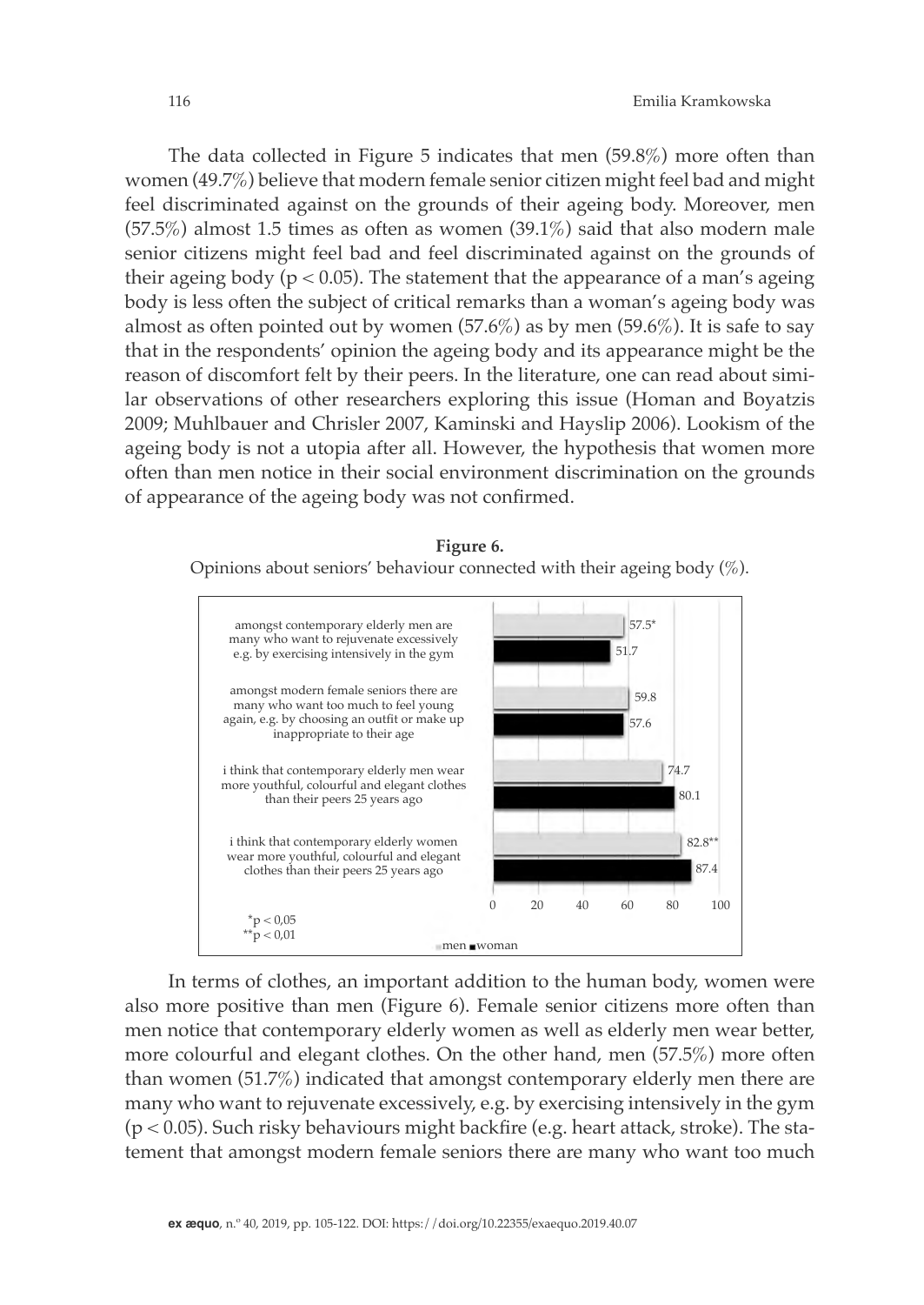The data collected in Figure 5 indicates that men (59.8%) more often than women (49.7%) believe that modern female senior citizen might feel bad and might feel discriminated against on the grounds of their ageing body. Moreover, men (57.5%) almost 1.5 times as often as women (39.1%) said that also modern male senior citizens might feel bad and feel discriminated against on the grounds of their ageing body ($p < 0.05$). The statement that the appearance of a man's ageing body is less often the subject of critical remarks than a woman's ageing body was almost as often pointed out by women (57.6%) as by men (59.6%). It is safe to say that in the respondents' opinion the ageing body and its appearance might be the reason of discomfort felt by their peers. In the literature, one can read about similar observations of other researchers exploring this issue (Homan and Boyatzis 2009; Muhlbauer and Chrisler 2007, Kaminski and Hayslip 2006). Lookism of the ageing body is not a utopia after all. However, the hypothesis that women more often than men notice in their social environment discrimination on the grounds of appearance of the ageing body was not confirmed.

**Figure 6.**
Opinions about seniors' behaviour connected with their ageing body (%).

| | men | woman |
|---|---|---|
| amongst contemporary elderly men are many who want to rejuvenate excessively e.g. by exercising intensively in the gym | 57.5* | 51.7 |
| amongst modern female seniors there are many who want too much to feel young again, e.g. by choosing an outfit or make up inappropriate to their age | 59.8 | 57.6 |
| i think that contemporary elderly men wear more youthful, colourful and elegant clothes than their peers 25 years ago | 74.7 | 80.1 |
| i think that contemporary elderly women wear more youthful, colourful and elegant clothes than their peers 25 years ago | 82.8** | 87.4 |

*p < 0,05
**p < 0,01

In terms of clothes, an important addition to the human body, women were also more positive than men (Figure 6). Female senior citizens more often than men notice that contemporary elderly women as well as elderly men wear better, more colourful and elegant clothes. On the other hand, men (57.5%) more often than women (51.7%) indicated that amongst contemporary elderly men there are many who want to rejuvenate excessively, e.g. by exercising intensively in the gym ($p < 0.05$). Such risky behaviours might backfire (e.g. heart attack, stroke). The statement that amongst modern female seniors there are many who want too much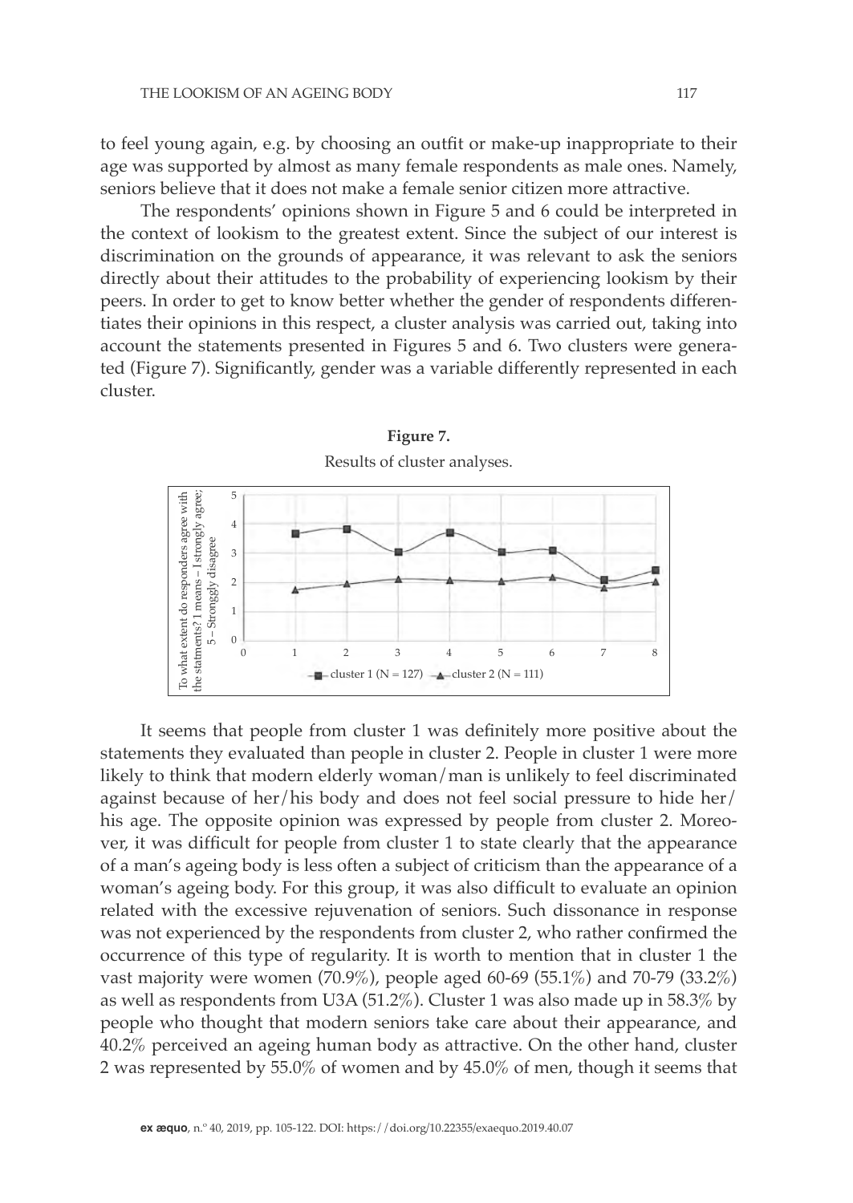to feel young again, e.g. by choosing an outfit or make-up inappropriate to their age was supported by almost as many female respondents as male ones. Namely, seniors believe that it does not make a female senior citizen more attractive.

The respondents' opinions shown in Figure 5 and 6 could be interpreted in the context of lookism to the greatest extent. Since the subject of our interest is discrimination on the grounds of appearance, it was relevant to ask the seniors directly about their attitudes to the probability of experiencing lookism by their peers. In order to get to know better whether the gender of respondents differentiates their opinions in this respect, a cluster analysis was carried out, taking into account the statements presented in Figures 5 and 6. Two clusters were generated (Figure 7). Significantly, gender was a variable differently represented in each cluster.

**Figure 7.**

Results of cluster analyses.

It seems that people from cluster 1 was definitely more positive about the statements they evaluated than people in cluster 2. People in cluster 1 were more likely to think that modern elderly woman/man is unlikely to feel discriminated against because of her/his body and does not feel social pressure to hide her/his age. The opposite opinion was expressed by people from cluster 2. Moreover, it was difficult for people from cluster 1 to state clearly that the appearance of a man's ageing body is less often a subject of criticism than the appearance of a woman's ageing body. For this group, it was also difficult to evaluate an opinion related with the excessive rejuvenation of seniors. Such dissonance in response was not experienced by the respondents from cluster 2, who rather confirmed the occurrence of this type of regularity. It is worth to mention that in cluster 1 the vast majority were women (70.9%), people aged 60-69 (55.1%) and 70-79 (33.2%) as well as respondents from U3A (51.2%). Cluster 1 was also made up in 58.3% by people who thought that modern seniors take care about their appearance, and 40.2% perceived an ageing human body as attractive. On the other hand, cluster 2 was represented by 55.0% of women and by 45.0% of men, though it seems that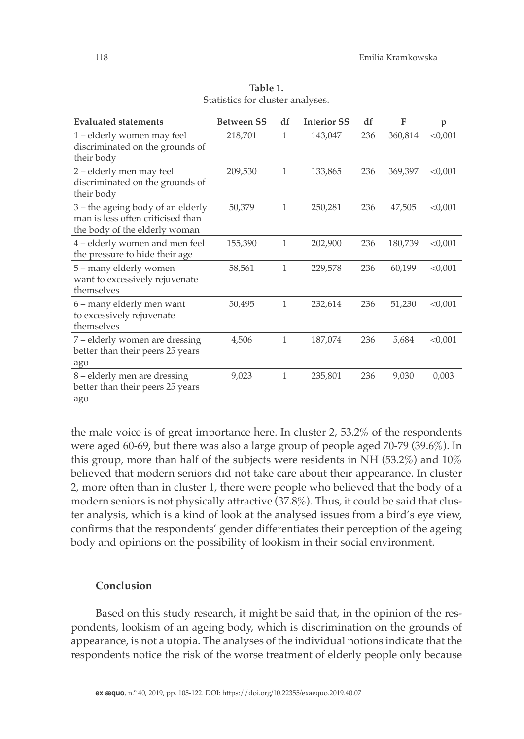**Table 1.**
Statistics for cluster analyses.

| Evaluated statements | Between SS | df | Interior SS | df | F | p |
|---|---|---|---|---|---|---|
| 1 – elderly women may feel discriminated on the grounds of their body | 218,701 | 1 | 143,047 | 236 | 360,814 | <0,001 |
| 2 – elderly men may feel discriminated on the grounds of their body | 209,530 | 1 | 133,865 | 236 | 369,397 | <0,001 |
| 3 – the ageing body of an elderly man is less often criticised than the body of the elderly woman | 50,379 | 1 | 250,281 | 236 | 47,505 | <0,001 |
| 4 – elderly women and men feel the pressure to hide their age | 155,390 | 1 | 202,900 | 236 | 180,739 | <0,001 |
| 5 – many elderly women want to excessively rejuvenate themselves | 58,561 | 1 | 229,578 | 236 | 60,199 | <0,001 |
| 6 – many elderly men want to excessively rejuvenate themselves | 50,495 | 1 | 232,614 | 236 | 51,230 | <0,001 |
| 7 – elderly women are dressing better than their peers 25 years ago | 4,506 | 1 | 187,074 | 236 | 5,684 | <0,001 |
| 8 – elderly men are dressing better than their peers 25 years ago | 9,023 | 1 | 235,801 | 236 | 9,030 | 0,003 |

the male voice is of great importance here. In cluster 2, 53.2% of the respondents were aged 60-69, but there was also a large group of people aged 70-79 (39.6%). In this group, more than half of the subjects were residents in NH (53.2%) and 10% believed that modern seniors did not take care about their appearance. In cluster 2, more often than in cluster 1, there were people who believed that the body of a modern seniors is not physically attractive (37.8%). Thus, it could be said that cluster analysis, which is a kind of look at the analysed issues from a bird's eye view, confirms that the respondents' gender differentiates their perception of the ageing body and opinions on the possibility of lookism in their social environment.

## Conclusion

Based on this study research, it might be said that, in the opinion of the respondents, lookism of an ageing body, which is discrimination on the grounds of appearance, is not a utopia. The analyses of the individual notions indicate that the respondents notice the risk of the worse treatment of elderly people only because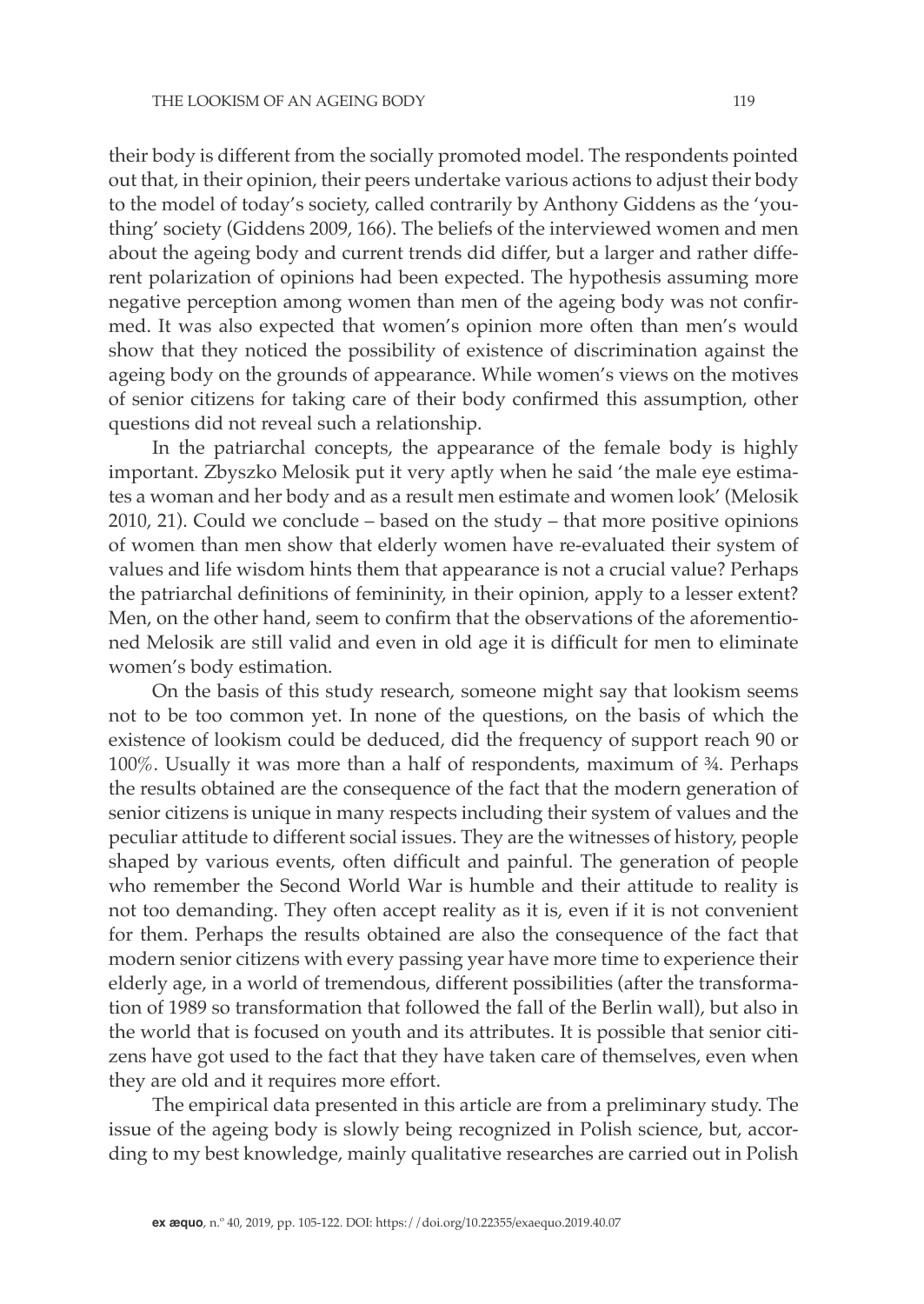their body is different from the socially promoted model. The respondents pointed out that, in their opinion, their peers undertake various actions to adjust their body to the model of today's society, called contrarily by Anthony Giddens as the 'youthing' society (Giddens 2009, 166). The beliefs of the interviewed women and men about the ageing body and current trends did differ, but a larger and rather different polarization of opinions had been expected. The hypothesis assuming more negative perception among women than men of the ageing body was not confirmed. It was also expected that women's opinion more often than men's would show that they noticed the possibility of existence of discrimination against the ageing body on the grounds of appearance. While women's views on the motives of senior citizens for taking care of their body confirmed this assumption, other questions did not reveal such a relationship.

In the patriarchal concepts, the appearance of the female body is highly important. Zbyszko Melosik put it very aptly when he said 'the male eye estimates a woman and her body and as a result men estimate and women look' (Melosik 2010, 21). Could we conclude – based on the study – that more positive opinions of women than men show that elderly women have re-evaluated their system of values and life wisdom hints them that appearance is not a crucial value? Perhaps the patriarchal definitions of femininity, in their opinion, apply to a lesser extent? Men, on the other hand, seem to confirm that the observations of the aforementioned Melosik are still valid and even in old age it is difficult for men to eliminate women's body estimation.

On the basis of this study research, someone might say that lookism seems not to be too common yet. In none of the questions, on the basis of which the existence of lookism could be deduced, did the frequency of support reach 90 or 100%. Usually it was more than a half of respondents, maximum of ¾. Perhaps the results obtained are the consequence of the fact that the modern generation of senior citizens is unique in many respects including their system of values and the peculiar attitude to different social issues. They are the witnesses of history, people shaped by various events, often difficult and painful. The generation of people who remember the Second World War is humble and their attitude to reality is not too demanding. They often accept reality as it is, even if it is not convenient for them. Perhaps the results obtained are also the consequence of the fact that modern senior citizens with every passing year have more time to experience their elderly age, in a world of tremendous, different possibilities (after the transformation of 1989 so transformation that followed the fall of the Berlin wall), but also in the world that is focused on youth and its attributes. It is possible that senior citizens have got used to the fact that they have taken care of themselves, even when they are old and it requires more effort.

The empirical data presented in this article are from a preliminary study. The issue of the ageing body is slowly being recognized in Polish science, but, according to my best knowledge, mainly qualitative researches are carried out in Polish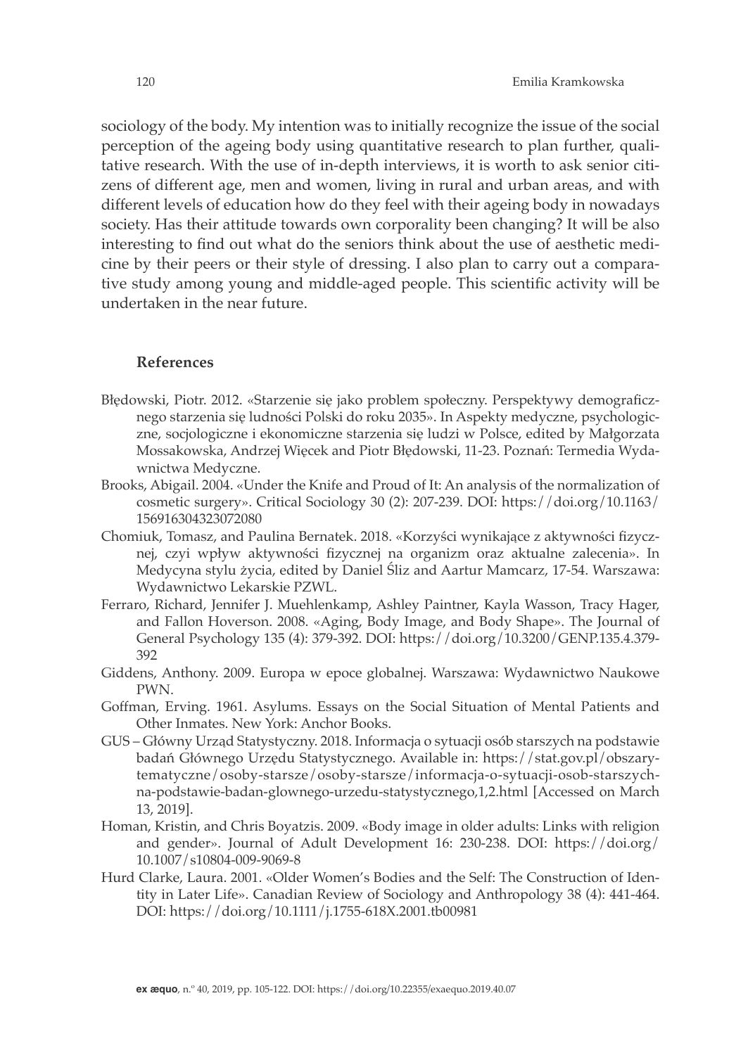sociology of the body. My intention was to initially recognize the issue of the social perception of the ageing body using quantitative research to plan further, qualitative research. With the use of in-depth interviews, it is worth to ask senior citizens of different age, men and women, living in rural and urban areas, and with different levels of education how do they feel with their ageing body in nowadays society. Has their attitude towards own corporality been changing? It will be also interesting to find out what do the seniors think about the use of aesthetic medicine by their peers or their style of dressing. I also plan to carry out a comparative study among young and middle-aged people. This scientific activity will be undertaken in the near future.

## References

Błędowski, Piotr. 2012. «Starzenie się jako problem społeczny. Perspektywy demograficznego starzenia się ludności Polski do roku 2035». In Aspekty medyczne, psychologiczne, socjologiczne i ekonomiczne starzenia się ludzi w Polsce, edited by Małgorzata Mossakowska, Andrzej Więcek and Piotr Błędowski, 11-23. Poznań: Termedia Wydawnictwa Medyczne.

Brooks, Abigail. 2004. «Under the Knife and Proud of It: An analysis of the normalization of cosmetic surgery». Critical Sociology 30 (2): 207-239. DOI: https://doi.org/10.1163/156916304323072080

Chomiuk, Tomasz, and Paulina Bernatek. 2018. «Korzyści wynikające z aktywności fizycznej, czyi wpływ aktywności fizycznej na organizm oraz aktualne zalecenia». In Medycyna stylu życia, edited by Daniel Śliz and Aartur Mamcarz, 17-54. Warszawa: Wydawnictwo Lekarskie PZWL.

Ferraro, Richard, Jennifer J. Muehlenkamp, Ashley Paintner, Kayla Wasson, Tracy Hager, and Fallon Hoverson. 2008. «Aging, Body Image, and Body Shape». The Journal of General Psychology 135 (4): 379-392. DOI: https://doi.org/10.3200/GENP.135.4.379-392

Giddens, Anthony. 2009. Europa w epoce globalnej. Warszawa: Wydawnictwo Naukowe PWN.

Goffman, Erving. 1961. Asylums. Essays on the Social Situation of Mental Patients and Other Inmates. New York: Anchor Books.

GUS – Główny Urząd Statystyczny. 2018. Informacja o sytuacji osób starszych na podstawie badań Głównego Urzędu Statystycznego. Available in: https://stat.gov.pl/obszary-tematyczne/osoby-starsze/osoby-starsze/informacja-o-sytuacji-osob-starszych-na-podstawie-badan-glownego-urzedu-statystycznego,1,2.html [Accessed on March 13, 2019].

Homan, Kristin, and Chris Boyatzis. 2009. «Body image in older adults: Links with religion and gender». Journal of Adult Development 16: 230-238. DOI: https://doi.org/10.1007/s10804-009-9069-8

Hurd Clarke, Laura. 2001. «Older Women's Bodies and the Self: The Construction of Identity in Later Life». Canadian Review of Sociology and Anthropology 38 (4): 441-464. DOI: https://doi.org/10.1111/j.1755-618X.2001.tb00981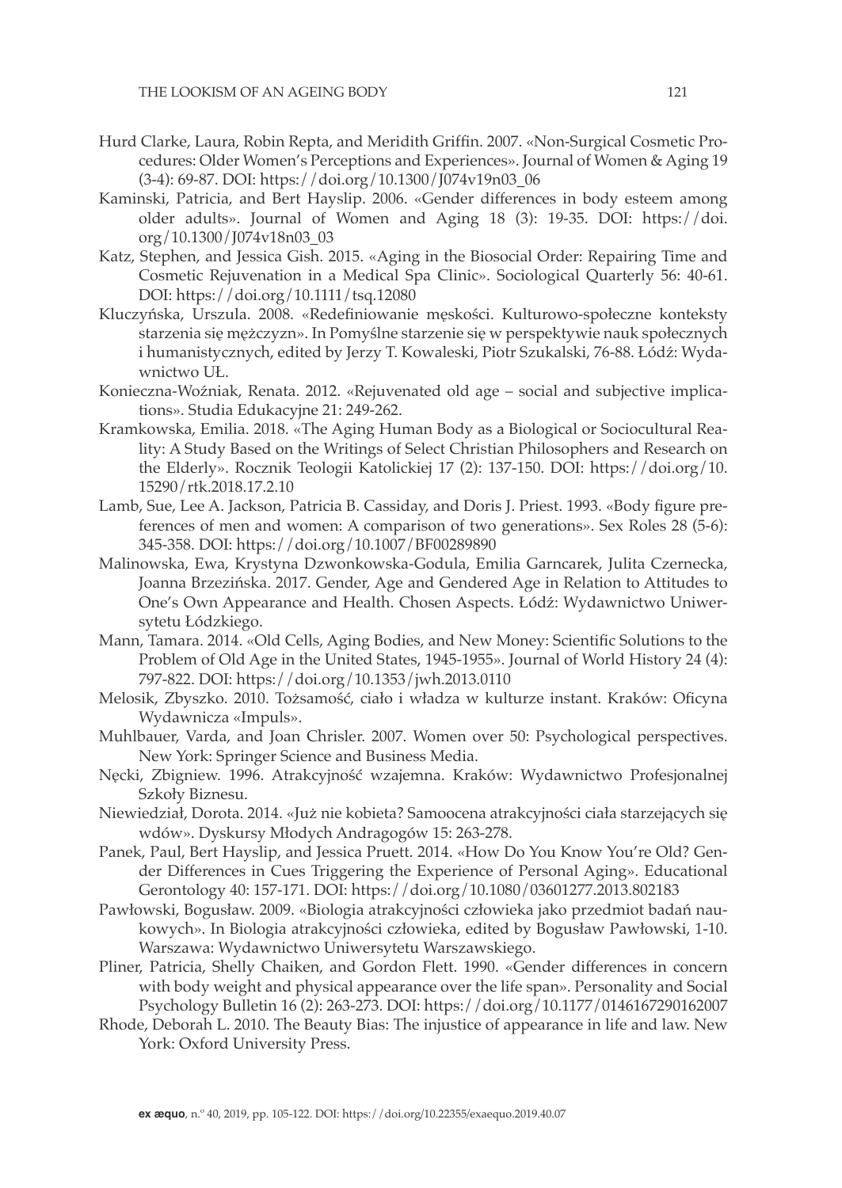Hurd Clarke, Laura, Robin Repta, and Meridith Griffin. 2007. «Non-Surgical Cosmetic Procedures: Older Women's Perceptions and Experiences». Journal of Women & Aging 19 (3-4): 69-87. DOI: https://doi.org/10.1300/J074v19n03_06

Kaminski, Patricia, and Bert Hayslip. 2006. «Gender differences in body esteem among older adults». Journal of Women and Aging 18 (3): 19-35. DOI: https://doi.org/10.1300/J074v18n03_03

Katz, Stephen, and Jessica Gish. 2015. «Aging in the Biosocial Order: Repairing Time and Cosmetic Rejuvenation in a Medical Spa Clinic». Sociological Quarterly 56: 40-61. DOI: https://doi.org/10.1111/tsq.12080

Kluczyńska, Urszula. 2008. «Redefiniowanie męskości. Kulturowo-społeczne konteksty starzenia się mężczyzn». In Pomyślne starzenie się w perspektywie nauk społecznych i humanistycznych, edited by Jerzy T. Kowaleski, Piotr Szukalski, 76-88. Łódź: Wydawnictwo UŁ.

Konieczna-Woźniak, Renata. 2012. «Rejuvenated old age – social and subjective implications». Studia Edukacyjne 21: 249-262.

Kramkowska, Emilia. 2018. «The Aging Human Body as a Biological or Sociocultural Reality: A Study Based on the Writings of Select Christian Philosophers and Research on the Elderly». Rocznik Teologii Katolickiej 17 (2): 137-150. DOI: https://doi.org/10.15290/rtk.2018.17.2.10

Lamb, Sue, Lee A. Jackson, Patricia B. Cassiday, and Doris J. Priest. 1993. «Body figure preferences of men and women: A comparison of two generations». Sex Roles 28 (5-6): 345-358. DOI: https://doi.org/10.1007/BF00289890

Malinowska, Ewa, Krystyna Dzwonkowska-Godula, Emilia Garncarek, Julita Czernecka, Joanna Brzezińska. 2017. Gender, Age and Gendered Age in Relation to Attitudes to One's Own Appearance and Health. Chosen Aspects. Łódź: Wydawnictwo Uniwersytetu Łódzkiego.

Mann, Tamara. 2014. «Old Cells, Aging Bodies, and New Money: Scientific Solutions to the Problem of Old Age in the United States, 1945-1955». Journal of World History 24 (4): 797-822. DOI: https://doi.org/10.1353/jwh.2013.0110

Melosik, Zbyszko. 2010. Tożsamość, ciało i władza w kulturze instant. Kraków: Oficyna Wydawnicza «Impuls».

Muhlbauer, Varda, and Joan Chrisler. 2007. Women over 50: Psychological perspectives. New York: Springer Science and Business Media.

Nęcki, Zbigniew. 1996. Atrakcyjność wzajemna. Kraków: Wydawnictwo Profesjonalnej Szkoły Biznesu.

Niewiedział, Dorota. 2014. «Już nie kobieta? Samoocena atrakcyjności ciała starzejących się wdów». Dyskursy Młodych Andragogów 15: 263-278.

Panek, Paul, Bert Hayslip, and Jessica Pruett. 2014. «How Do You Know You're Old? Gender Differences in Cues Triggering the Experience of Personal Aging». Educational Gerontology 40: 157-171. DOI: https://doi.org/10.1080/03601277.2013.802183

Pawłowski, Bogusław. 2009. «Biologia atrakcyjności człowieka jako przedmiot badań naukowych». In Biologia atrakcyjności człowieka, edited by Bogusław Pawłowski, 1-10. Warszawa: Wydawnictwo Uniwersytetu Warszawskiego.

Pliner, Patricia, Shelly Chaiken, and Gordon Flett. 1990. «Gender differences in concern with body weight and physical appearance over the life span». Personality and Social Psychology Bulletin 16 (2): 263-273. DOI: https://doi.org/10.1177/0146167290162007

Rhode, Deborah L. 2010. The Beauty Bias: The injustice of appearance in life and law. New York: Oxford University Press.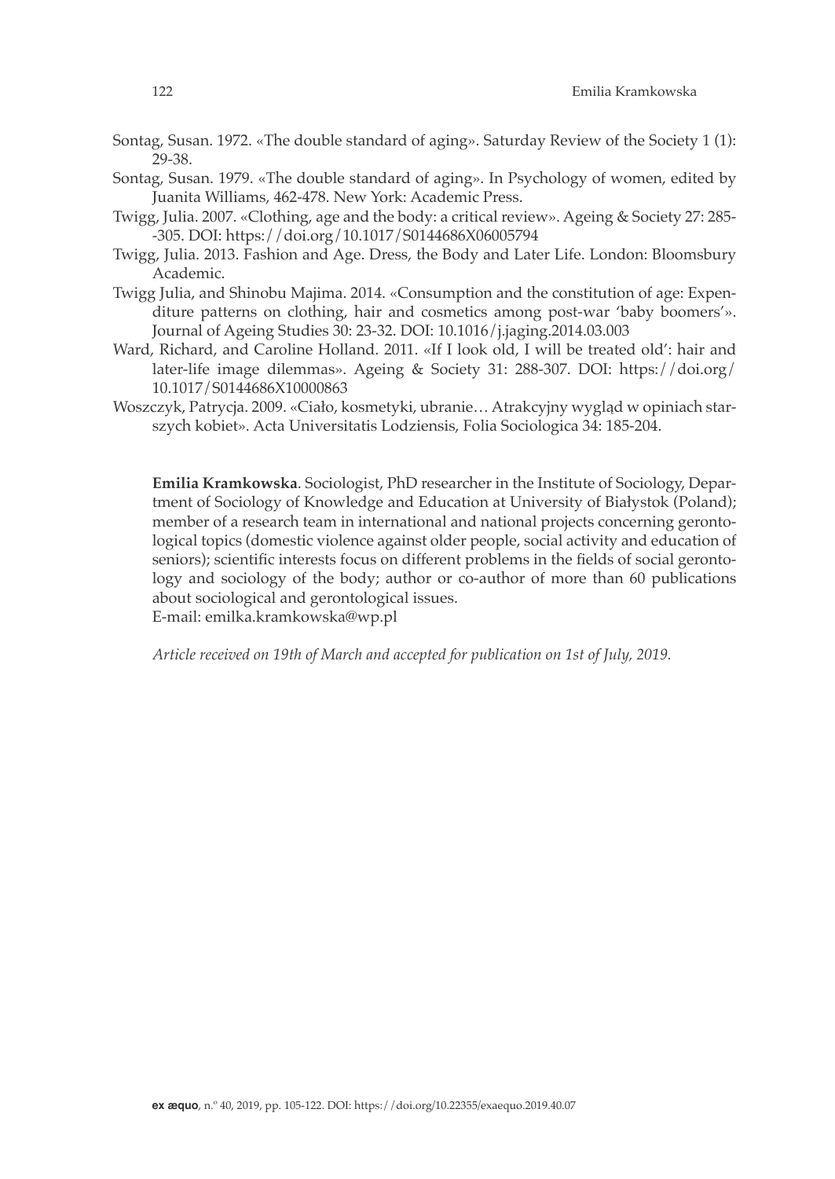Sontag, Susan. 1972. «The double standard of aging». Saturday Review of the Society 1 (1): 29-38.

Sontag, Susan. 1979. «The double standard of aging». In Psychology of women, edited by Juanita Williams, 462-478. New York: Academic Press.

Twigg, Julia. 2007. «Clothing, age and the body: a critical review». Ageing & Society 27: 285--305. DOI: https://doi.org/10.1017/S0144686X06005794

Twigg, Julia. 2013. Fashion and Age. Dress, the Body and Later Life. London: Bloomsbury Academic.

Twigg Julia, and Shinobu Majima. 2014. «Consumption and the constitution of age: Expenditure patterns on clothing, hair and cosmetics among post-war 'baby boomers'». Journal of Ageing Studies 30: 23-32. DOI: 10.1016/j.jaging.2014.03.003

Ward, Richard, and Caroline Holland. 2011. «If I look old, I will be treated old': hair and later-life image dilemmas». Ageing & Society 31: 288-307. DOI: https://doi.org/10.1017/S0144686X10000863

Woszczyk, Patrycja. 2009. «Ciało, kosmetyki, ubranie… Atrakcyjny wygląd w opiniach starszych kobiet». Acta Universitatis Lodziensis, Folia Sociologica 34: 185-204.

**Emilia Kramkowska**. Sociologist, PhD researcher in the Institute of Sociology, Department of Sociology of Knowledge and Education at University of Białystok (Poland); member of a research team in international and national projects concerning gerontological topics (domestic violence against older people, social activity and education of seniors); scientific interests focus on different problems in the fields of social gerontology and sociology of the body; author or co-author of more than 60 publications about sociological and gerontological issues.
E-mail: emilka.kramkowska@wp.pl

*Article received on 19th of March and accepted for publication on 1st of July, 2019.*